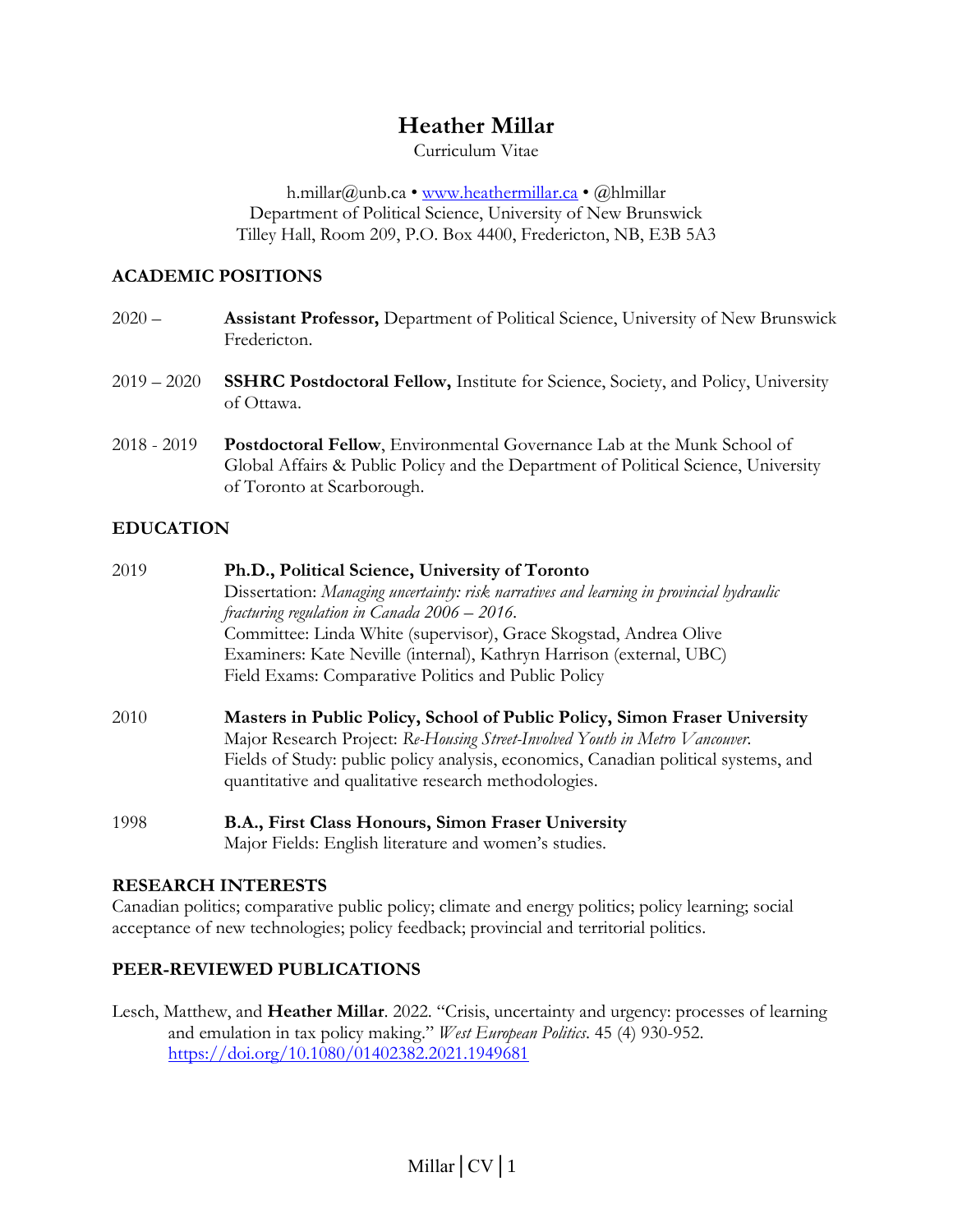# Heather Millar

Curriculum Vitae

h.millar@unb.ca • [www.heathermillar.ca](http://www.heathermillar.ca) • @hlmillar
Department of Political Science, University of New Brunswick
Tilley Hall, Room 209, P.O. Box 4400, Fredericton, NB, E3B 5A3

## ACADEMIC POSITIONS

2020 – **Assistant Professor,** Department of Political Science, University of New Brunswick Fredericton.

2019 – 2020 **SSHRC Postdoctoral Fellow,** Institute for Science, Society, and Policy, University of Ottawa.

2018 - 2019 **Postdoctoral Fellow**, Environmental Governance Lab at the Munk School of Global Affairs & Public Policy and the Department of Political Science, University of Toronto at Scarborough.

## EDUCATION

2019 **Ph.D., Political Science, University of Toronto**
Dissertation: *Managing uncertainty: risk narratives and learning in provincial hydraulic fracturing regulation in Canada 2006 – 2016*.
Committee: Linda White (supervisor), Grace Skogstad, Andrea Olive
Examiners: Kate Neville (internal), Kathryn Harrison (external, UBC)
Field Exams: Comparative Politics and Public Policy

2010 **Masters in Public Policy, School of Public Policy, Simon Fraser University**
Major Research Project: *Re-Housing Street-Involved Youth in Metro Vancouver.*
Fields of Study: public policy analysis, economics, Canadian political systems, and quantitative and qualitative research methodologies.

1998 **B.A., First Class Honours, Simon Fraser University**
Major Fields: English literature and women's studies.

## RESEARCH INTERESTS

Canadian politics; comparative public policy; climate and energy politics; policy learning; social acceptance of new technologies; policy feedback; provincial and territorial politics.

## PEER-REVIEWED PUBLICATIONS

Lesch, Matthew, and **Heather Millar**. 2022. "Crisis, uncertainty and urgency: processes of learning and emulation in tax policy making." *West European Politics*. 45 (4) 930-952. [https://doi.org/10.1080/01402382.2021.1949681](https://doi.org/10.1080/01402382.2021.1949681)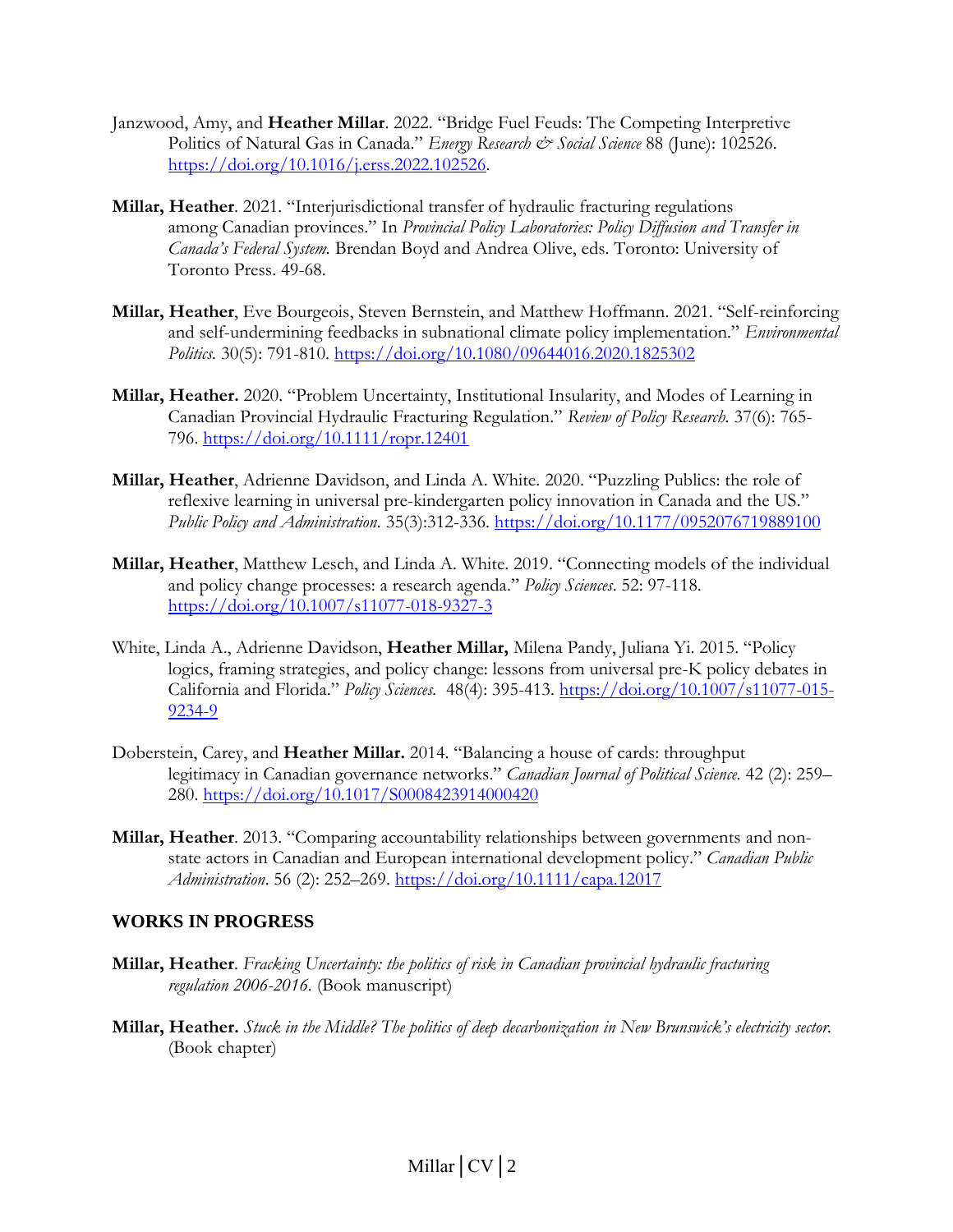Janzwood, Amy, and **Heather Millar**. 2022. "Bridge Fuel Feuds: The Competing Interpretive Politics of Natural Gas in Canada." *Energy Research & Social Science* 88 (June): 102526. https://doi.org/10.1016/j.erss.2022.102526.

**Millar, Heather**. 2021. "Interjurisdictional transfer of hydraulic fracturing regulations among Canadian provinces." In *Provincial Policy Laboratories: Policy Diffusion and Transfer in Canada's Federal System.* Brendan Boyd and Andrea Olive, eds. Toronto: University of Toronto Press. 49-68.

**Millar, Heather**, Eve Bourgeois, Steven Bernstein, and Matthew Hoffmann. 2021. "Self-reinforcing and self-undermining feedbacks in subnational climate policy implementation." *Environmental Politics.* 30(5): 791-810. https://doi.org/10.1080/09644016.2020.1825302

**Millar, Heather.** 2020. "Problem Uncertainty, Institutional Insularity, and Modes of Learning in Canadian Provincial Hydraulic Fracturing Regulation." *Review of Policy Research.* 37(6): 765-796. https://doi.org/10.1111/ropr.12401

**Millar, Heather**, Adrienne Davidson, and Linda A. White. 2020. "Puzzling Publics: the role of reflexive learning in universal pre-kindergarten policy innovation in Canada and the US." *Public Policy and Administration.* 35(3):312-336. https://doi.org/10.1177/0952076719889100

**Millar, Heather**, Matthew Lesch, and Linda A. White. 2019. "Connecting models of the individual and policy change processes: a research agenda." *Policy Sciences*. 52: 97-118. https://doi.org/10.1007/s11077-018-9327-3

White, Linda A., Adrienne Davidson, **Heather Millar,** Milena Pandy, Juliana Yi. 2015. "Policy logics, framing strategies, and policy change: lessons from universal pre-K policy debates in California and Florida." *Policy Sciences.* 48(4): 395-413. https://doi.org/10.1007/s11077-015-9234-9

Doberstein, Carey, and **Heather Millar.** 2014. "Balancing a house of cards: throughput legitimacy in Canadian governance networks." *Canadian Journal of Political Science.* 42 (2): 259–280. https://doi.org/10.1017/S0008423914000420

**Millar, Heather**. 2013. "Comparing accountability relationships between governments and non-state actors in Canadian and European international development policy." *Canadian Public Administration*. 56 (2): 252–269. https://doi.org/10.1111/capa.12017

## WORKS IN PROGRESS

**Millar, Heather**. *Fracking Uncertainty: the politics of risk in Canadian provincial hydraulic fracturing regulation 2006-2016*. (Book manuscript)

**Millar, Heather.** *Stuck in the Middle? The politics of deep decarbonization in New Brunswick's electricity sector.* (Book chapter)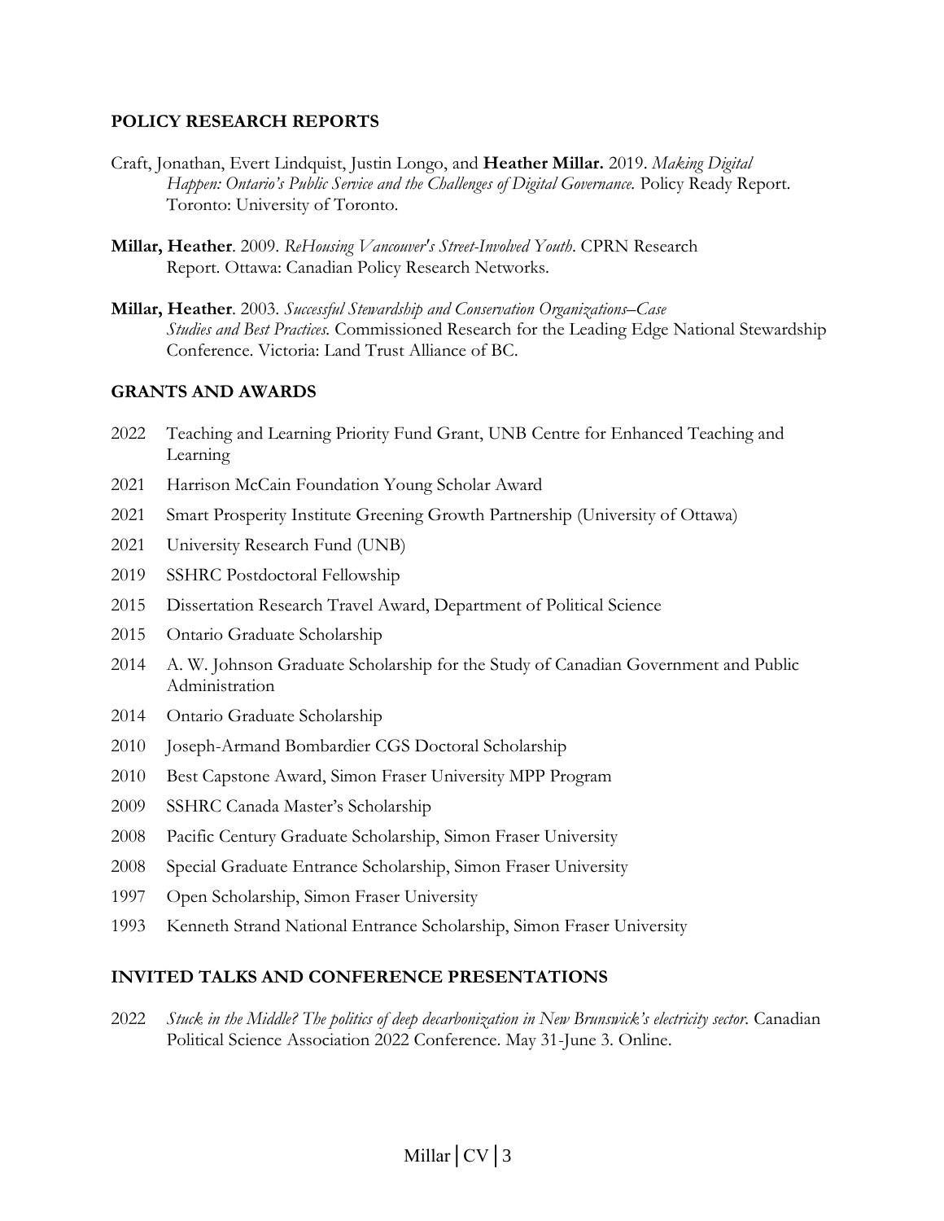## POLICY RESEARCH REPORTS

Craft, Jonathan, Evert Lindquist, Justin Longo, and **Heather Millar.** 2019. *Making Digital Happen: Ontario's Public Service and the Challenges of Digital Governance.* Policy Ready Report. Toronto: University of Toronto.

**Millar, Heather**. 2009. *ReHousing Vancouver's Street-Involved Youth*. CPRN Research Report. Ottawa: Canadian Policy Research Networks.

**Millar, Heather**. 2003. *Successful Stewardship and Conservation Organizations–Case Studies and Best Practices.* Commissioned Research for the Leading Edge National Stewardship Conference. Victoria: Land Trust Alliance of BC.

## GRANTS AND AWARDS

2022 Teaching and Learning Priority Fund Grant, UNB Centre for Enhanced Teaching and Learning

2021 Harrison McCain Foundation Young Scholar Award

2021 Smart Prosperity Institute Greening Growth Partnership (University of Ottawa)

2021 University Research Fund (UNB)

2019 SSHRC Postdoctoral Fellowship

2015 Dissertation Research Travel Award, Department of Political Science

2015 Ontario Graduate Scholarship

2014 A. W. Johnson Graduate Scholarship for the Study of Canadian Government and Public Administration

2014 Ontario Graduate Scholarship

2010 Joseph-Armand Bombardier CGS Doctoral Scholarship

2010 Best Capstone Award, Simon Fraser University MPP Program

2009 SSHRC Canada Master's Scholarship

2008 Pacific Century Graduate Scholarship, Simon Fraser University

2008 Special Graduate Entrance Scholarship, Simon Fraser University

1997 Open Scholarship, Simon Fraser University

1993 Kenneth Strand National Entrance Scholarship, Simon Fraser University

## INVITED TALKS AND CONFERENCE PRESENTATIONS

2022 *Stuck in the Middle? The politics of deep decarbonization in New Brunswick's electricity sector.* Canadian Political Science Association 2022 Conference. May 31-June 3. Online.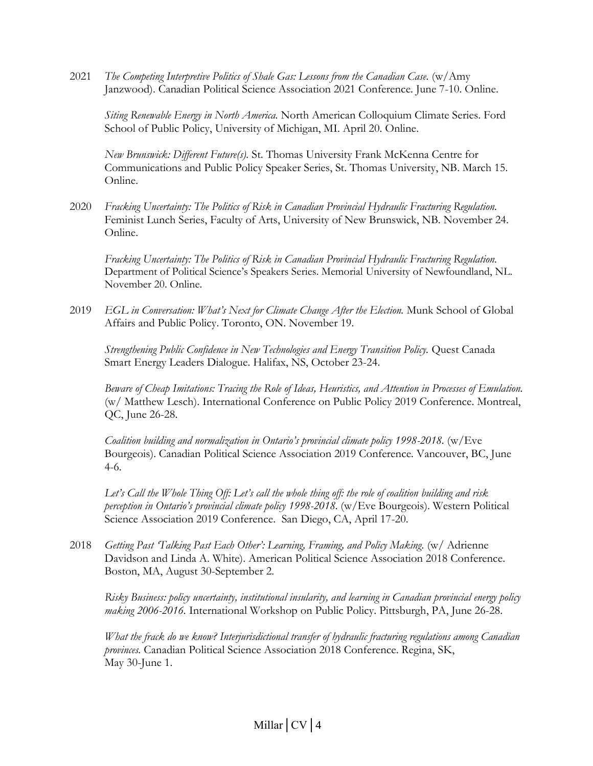2021 *The Competing Interpretive Politics of Shale Gas: Lessons from the Canadian Case.* (w/Amy Janzwood). Canadian Political Science Association 2021 Conference. June 7-10. Online.

*Siting Renewable Energy in North America.* North American Colloquium Climate Series. Ford School of Public Policy, University of Michigan, MI. April 20. Online.

*New Brunswick: Different Future(s).* St. Thomas University Frank McKenna Centre for Communications and Public Policy Speaker Series, St. Thomas University, NB. March 15. Online.

2020 *Fracking Uncertainty: The Politics of Risk in Canadian Provincial Hydraulic Fracturing Regulation.* Feminist Lunch Series, Faculty of Arts, University of New Brunswick, NB. November 24. Online.

*Fracking Uncertainty: The Politics of Risk in Canadian Provincial Hydraulic Fracturing Regulation.* Department of Political Science's Speakers Series. Memorial University of Newfoundland, NL. November 20. Online.

2019 *EGL in Conversation: What's Next for Climate Change After the Election.* Munk School of Global Affairs and Public Policy. Toronto, ON. November 19.

*Strengthening Public Confidence in New Technologies and Energy Transition Policy.* Quest Canada Smart Energy Leaders Dialogue. Halifax, NS, October 23-24.

*Beware of Cheap Imitations: Tracing the Role of Ideas, Heuristics, and Attention in Processes of Emulation.* (w/ Matthew Lesch). International Conference on Public Policy 2019 Conference. Montreal, QC, June 26-28.

*Coalition building and normalization in Ontario's provincial climate policy 1998-2018.* (w/Eve Bourgeois). Canadian Political Science Association 2019 Conference. Vancouver, BC, June 4-6.

*Let's Call the Whole Thing Off: Let's call the whole thing off: the role of coalition building and risk perception in Ontario's provincial climate policy 1998-2018.* (w/Eve Bourgeois). Western Political Science Association 2019 Conference. San Diego, CA, April 17-20.

2018 *Getting Past 'Talking Past Each Other': Learning, Framing, and Policy Making.* (w/ Adrienne Davidson and Linda A. White). American Political Science Association 2018 Conference. Boston, MA, August 30-September 2.

*Risky Business: policy uncertainty, institutional insularity, and learning in Canadian provincial energy policy making 2006-2016.* International Workshop on Public Policy. Pittsburgh, PA, June 26-28.

*What the frack do we know? Interjurisdictional transfer of hydraulic fracturing regulations among Canadian provinces.* Canadian Political Science Association 2018 Conference. Regina, SK, May 30-June 1.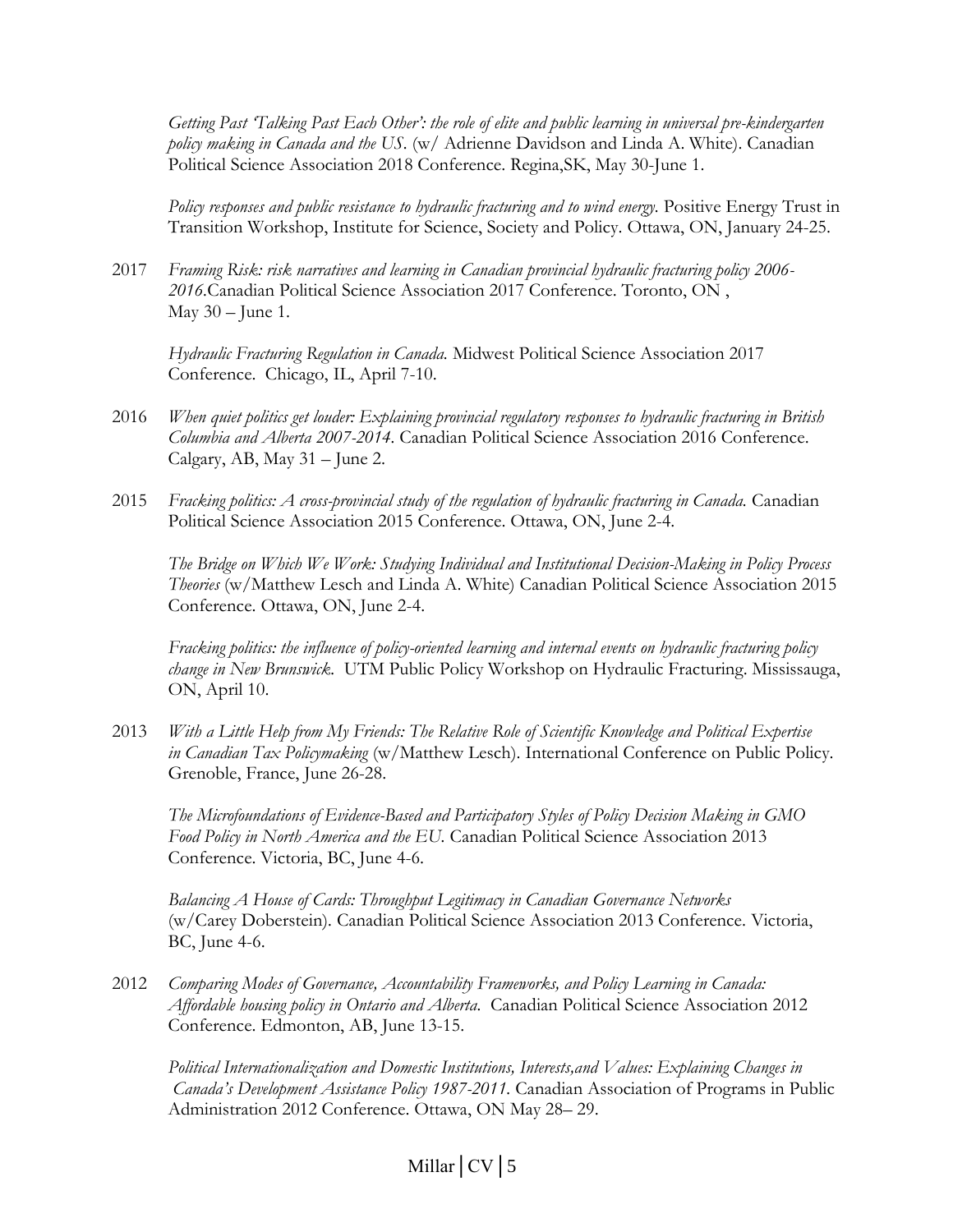*Getting Past 'Talking Past Each Other': the role of elite and public learning in universal pre-kindergarten policy making in Canada and the US*. (w/ Adrienne Davidson and Linda A. White). Canadian Political Science Association 2018 Conference. Regina,SK, May 30-June 1.

*Policy responses and public resistance to hydraulic fracturing and to wind energy.* Positive Energy Trust in Transition Workshop, Institute for Science, Society and Policy. Ottawa, ON, January 24-25.

2017 *Framing Risk: risk narratives and learning in Canadian provincial hydraulic fracturing policy 2006-2016*.Canadian Political Science Association 2017 Conference. Toronto, ON , May 30 – June 1.

*Hydraulic Fracturing Regulation in Canada.* Midwest Political Science Association 2017 Conference. Chicago, IL, April 7-10.

2016 *When quiet politics get louder: Explaining provincial regulatory responses to hydraulic fracturing in British Columbia and Alberta 2007-2014*. Canadian Political Science Association 2016 Conference. Calgary, AB, May 31 – June 2.

2015 *Fracking politics: A cross-provincial study of the regulation of hydraulic fracturing in Canada.* Canadian Political Science Association 2015 Conference. Ottawa, ON, June 2-4.

*The Bridge on Which We Work: Studying Individual and Institutional Decision-Making in Policy Process Theories* (w/Matthew Lesch and Linda A. White) Canadian Political Science Association 2015 Conference. Ottawa, ON, June 2-4.

*Fracking politics: the influence of policy-oriented learning and internal events on hydraulic fracturing policy change in New Brunswick.* UTM Public Policy Workshop on Hydraulic Fracturing. Mississauga, ON, April 10.

2013 *With a Little Help from My Friends: The Relative Role of Scientific Knowledge and Political Expertise in Canadian Tax Policymaking* (w/Matthew Lesch). International Conference on Public Policy. Grenoble, France, June 26-28.

*The Microfoundations of Evidence-Based and Participatory Styles of Policy Decision Making in GMO Food Policy in North America and the EU.* Canadian Political Science Association 2013 Conference. Victoria, BC, June 4-6.

*Balancing A House of Cards: Throughput Legitimacy in Canadian Governance Networks* (w/Carey Doberstein). Canadian Political Science Association 2013 Conference. Victoria, BC, June 4-6.

2012 *Comparing Modes of Governance, Accountability Frameworks, and Policy Learning in Canada: Affordable housing policy in Ontario and Alberta.* Canadian Political Science Association 2012 Conference. Edmonton, AB, June 13-15.

*Political Internationalization and Domestic Institutions, Interests,and Values: Explaining Changes in Canada's Development Assistance Policy 1987-2011.* Canadian Association of Programs in Public Administration 2012 Conference. Ottawa, ON May 28– 29.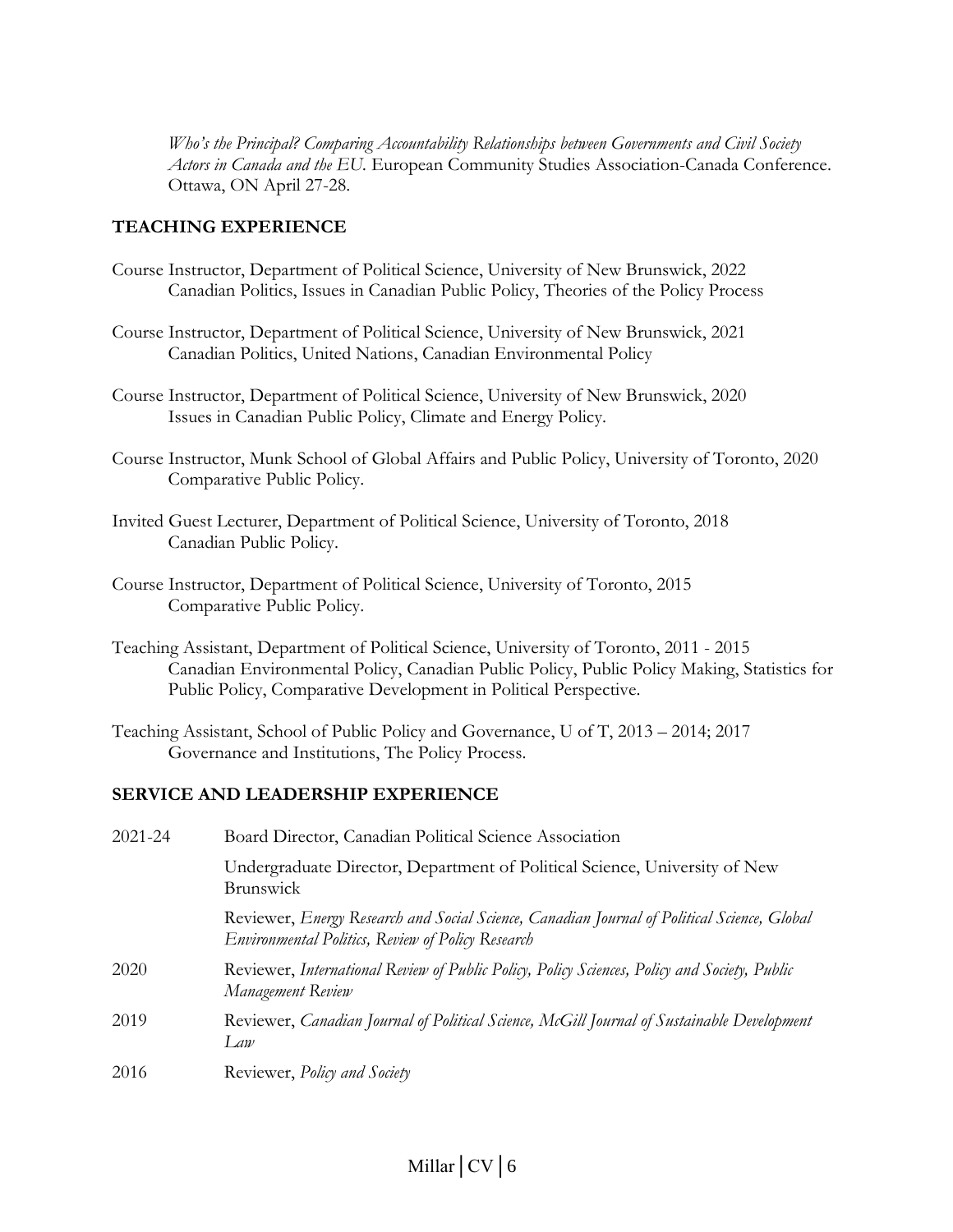*Who's the Principal? Comparing Accountability Relationships between Governments and Civil Society Actors in Canada and the EU.* European Community Studies Association-Canada Conference. Ottawa, ON April 27-28.

## TEACHING EXPERIENCE

Course Instructor, Department of Political Science, University of New Brunswick, 2022
Canadian Politics, Issues in Canadian Public Policy, Theories of the Policy Process

Course Instructor, Department of Political Science, University of New Brunswick, 2021
Canadian Politics, United Nations, Canadian Environmental Policy

Course Instructor, Department of Political Science, University of New Brunswick, 2020
Issues in Canadian Public Policy, Climate and Energy Policy.

Course Instructor, Munk School of Global Affairs and Public Policy, University of Toronto, 2020
Comparative Public Policy.

Invited Guest Lecturer, Department of Political Science, University of Toronto, 2018
Canadian Public Policy.

Course Instructor, Department of Political Science, University of Toronto, 2015
Comparative Public Policy.

Teaching Assistant, Department of Political Science, University of Toronto, 2011 - 2015
Canadian Environmental Policy, Canadian Public Policy, Public Policy Making, Statistics for Public Policy, Comparative Development in Political Perspective.

Teaching Assistant, School of Public Policy and Governance, U of T, 2013 – 2014; 2017
Governance and Institutions, The Policy Process.

## SERVICE AND LEADERSHIP EXPERIENCE

2021-24 Board Director, Canadian Political Science Association

Undergraduate Director, Department of Political Science, University of New Brunswick

Reviewer, *Energy Research and Social Science, Canadian Journal of Political Science, Global Environmental Politics, Review of Policy Research*

2020 Reviewer, *International Review of Public Policy, Policy Sciences, Policy and Society, Public Management Review*

2019 Reviewer, *Canadian Journal of Political Science, McGill Journal of Sustainable Development Law*

2016 Reviewer, *Policy and Society*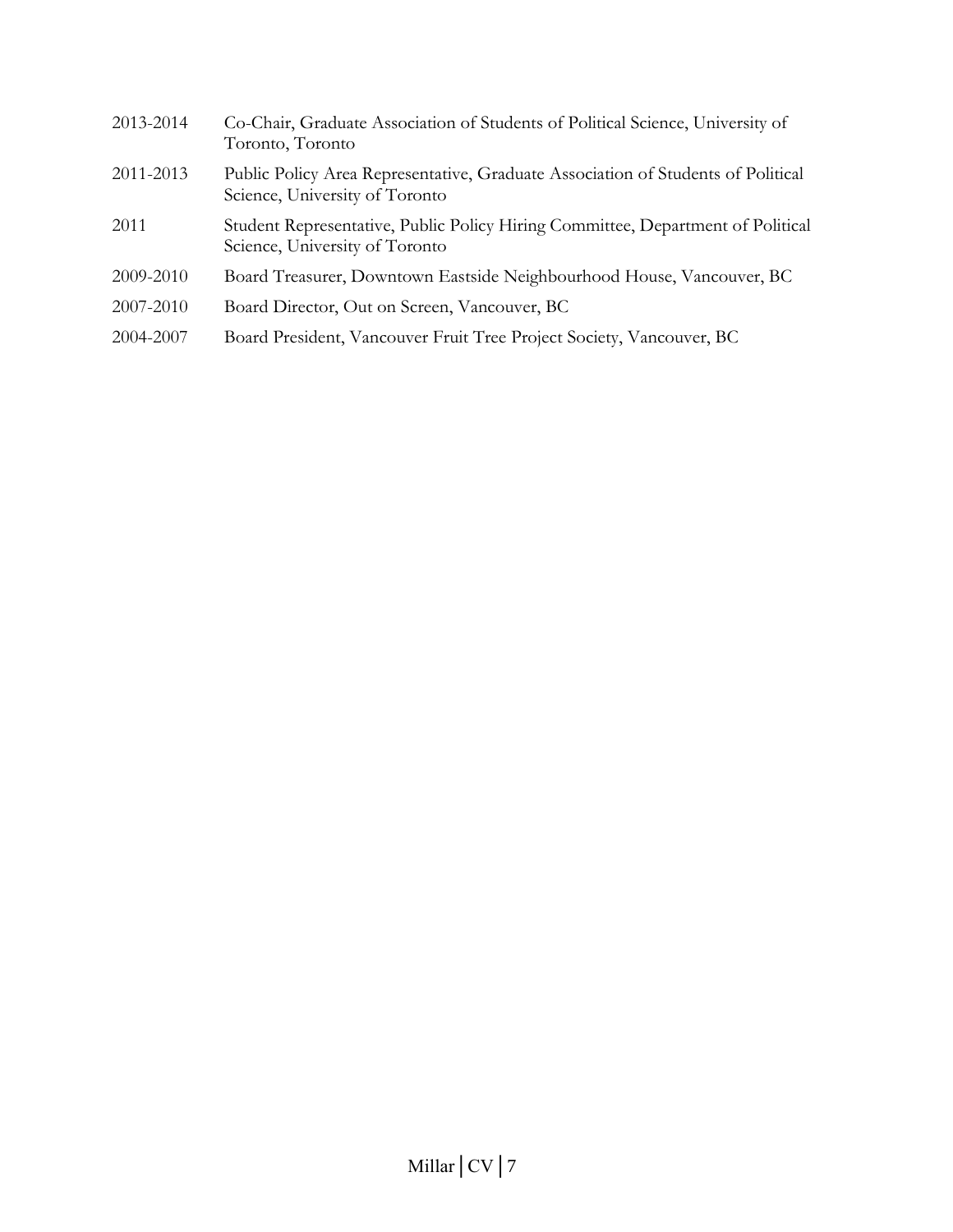2013-2014 Co-Chair, Graduate Association of Students of Political Science, University of Toronto, Toronto

2011-2013 Public Policy Area Representative, Graduate Association of Students of Political Science, University of Toronto

2011 Student Representative, Public Policy Hiring Committee, Department of Political Science, University of Toronto

2009-2010 Board Treasurer, Downtown Eastside Neighbourhood House, Vancouver, BC

2007-2010 Board Director, Out on Screen, Vancouver, BC

2004-2007 Board President, Vancouver Fruit Tree Project Society, Vancouver, BC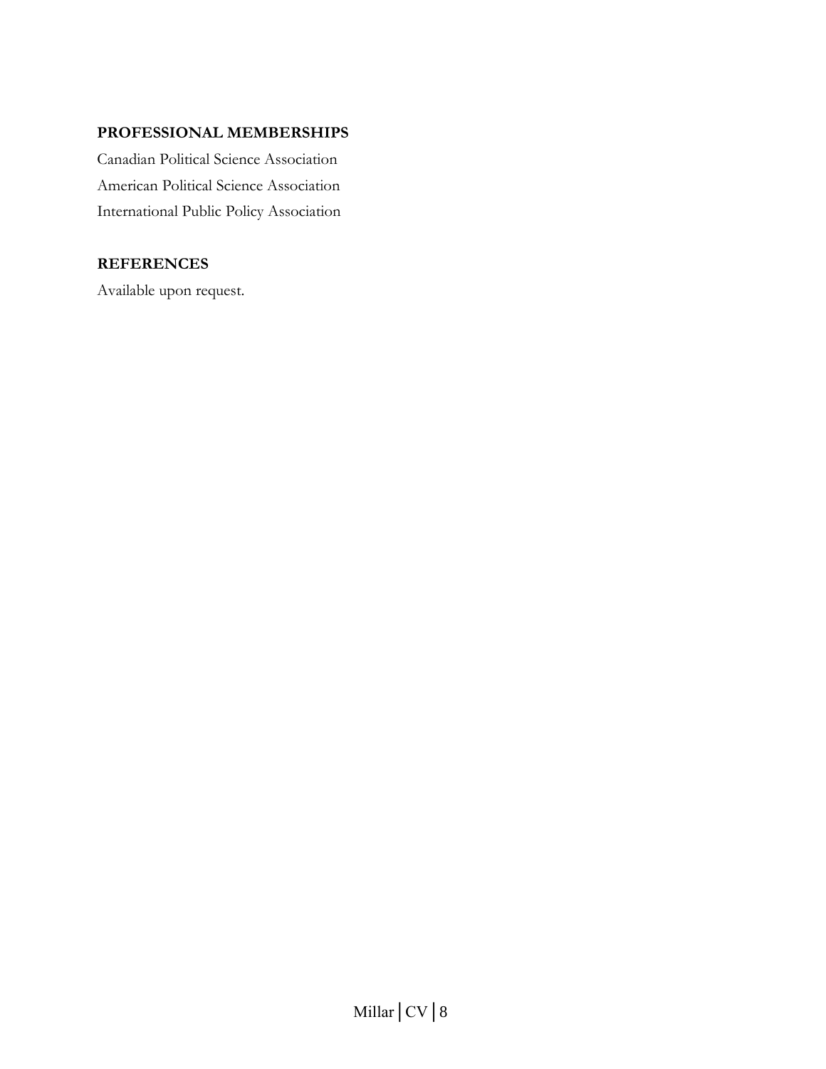**PROFESSIONAL MEMBERSHIPS**

Canadian Political Science Association
American Political Science Association
International Public Policy Association

**REFERENCES**

Available upon request.